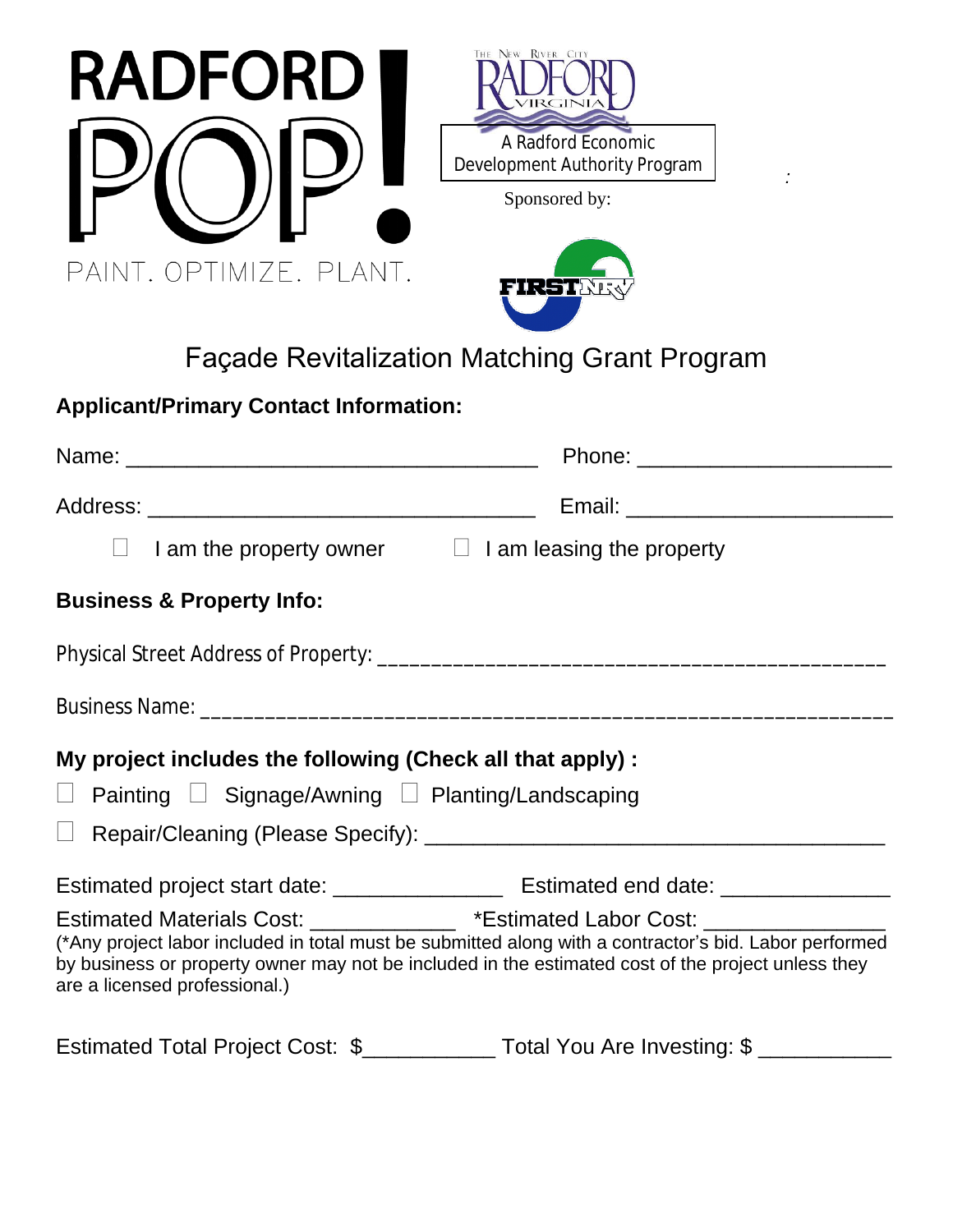# RADFORD POP!

PAINT. OPTIMIZE. PLANT.

THE NEW RIVER CITY RADFORD VIRGINIA

A Radford Economic Development Authority Program

Sponsored by:

FIRST NRV

## Façade Revitalization Matching Grant Program

**Applicant/Primary Contact Information:**

Name: ________________________________ Phone: ____________________

Address: ______________________________ Email: _____________________

☐ I am the property owner ☐ I am leasing the property

**Business & Property Info:**

Physical Street Address of Property: _____________________________________________

Business Name: _________________________________________________________________

**My project includes the following (Check all that apply) :**

☐ Painting ☐ Signage/Awning ☐ Planting/Landscaping

☐ Repair/Cleaning (Please Specify): ____________________________________

Estimated project start date: ______________ Estimated end date: ______________

Estimated Materials Cost: ____________ *Estimated Labor Cost: _______________

(*Any project labor included in total must be submitted along with a contractor's bid. Labor performed by business or property owner may not be included in the estimated cost of the project unless they are a licensed professional.)

Estimated Total Project Cost: $___________ Total You Are Investing: $ ___________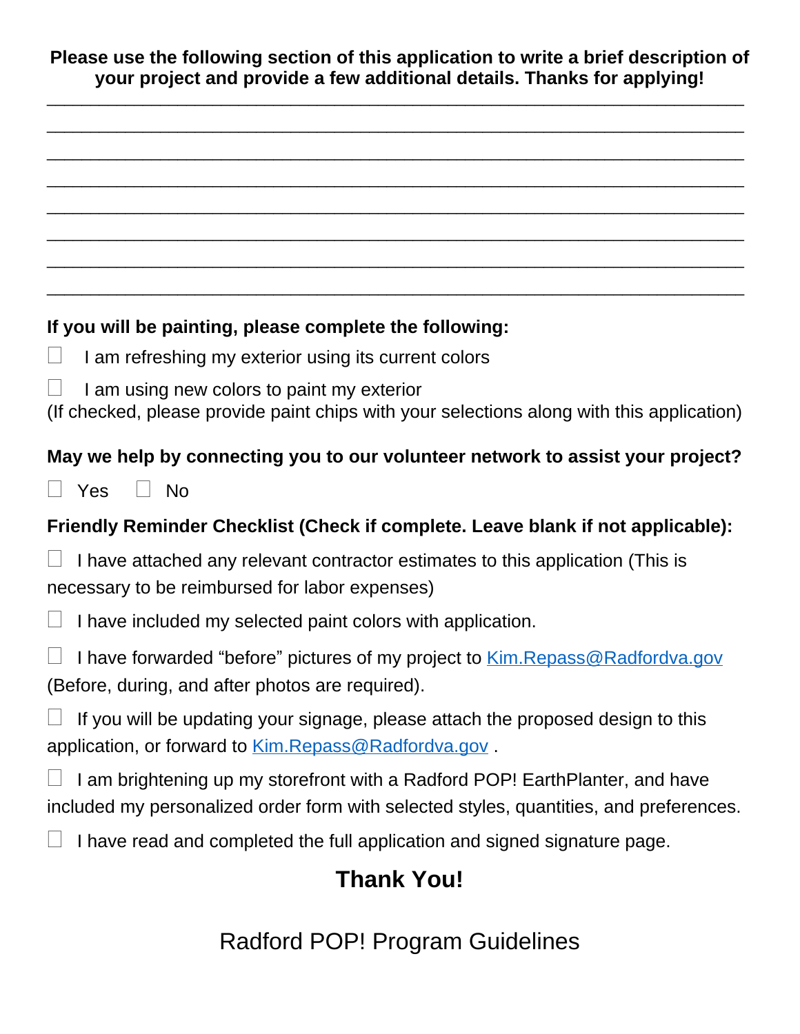**Please use the following section of this application to write a brief description of your project and provide a few additional details. Thanks for applying!**

\_\_\_\_\_\_\_\_\_\_\_\_\_\_\_\_\_\_\_\_\_\_\_\_\_\_\_\_\_\_\_\_\_\_\_\_\_\_\_\_\_\_\_\_\_\_\_\_\_\_\_\_\_\_\_\_\_\_\_\_\_\_\_\_\_\_\_\_\_\_

\_\_\_\_\_\_\_\_\_\_\_\_\_\_\_\_\_\_\_\_\_\_\_\_\_\_\_\_\_\_\_\_\_\_\_\_\_\_\_\_\_\_\_\_\_\_\_\_\_\_\_\_\_\_\_\_\_\_\_\_\_\_\_\_\_\_\_\_\_\_

\_\_\_\_\_\_\_\_\_\_\_\_\_\_\_\_\_\_\_\_\_\_\_\_\_\_\_\_\_\_\_\_\_\_\_\_\_\_\_\_\_\_\_\_\_\_\_\_\_\_\_\_\_\_\_\_\_\_\_\_\_\_\_\_\_\_\_\_\_\_

\_\_\_\_\_\_\_\_\_\_\_\_\_\_\_\_\_\_\_\_\_\_\_\_\_\_\_\_\_\_\_\_\_\_\_\_\_\_\_\_\_\_\_\_\_\_\_\_\_\_\_\_\_\_\_\_\_\_\_\_\_\_\_\_\_\_\_\_\_\_

\_\_\_\_\_\_\_\_\_\_\_\_\_\_\_\_\_\_\_\_\_\_\_\_\_\_\_\_\_\_\_\_\_\_\_\_\_\_\_\_\_\_\_\_\_\_\_\_\_\_\_\_\_\_\_\_\_\_\_\_\_\_\_\_\_\_\_\_\_\_

\_\_\_\_\_\_\_\_\_\_\_\_\_\_\_\_\_\_\_\_\_\_\_\_\_\_\_\_\_\_\_\_\_\_\_\_\_\_\_\_\_\_\_\_\_\_\_\_\_\_\_\_\_\_\_\_\_\_\_\_\_\_\_\_\_\_\_\_\_\_

\_\_\_\_\_\_\_\_\_\_\_\_\_\_\_\_\_\_\_\_\_\_\_\_\_\_\_\_\_\_\_\_\_\_\_\_\_\_\_\_\_\_\_\_\_\_\_\_\_\_\_\_\_\_\_\_\_\_\_\_\_\_\_\_\_\_\_\_\_\_

\_\_\_\_\_\_\_\_\_\_\_\_\_\_\_\_\_\_\_\_\_\_\_\_\_\_\_\_\_\_\_\_\_\_\_\_\_\_\_\_\_\_\_\_\_\_\_\_\_\_\_\_\_\_\_\_\_\_\_\_\_\_\_\_\_\_\_\_\_\_

**If you will be painting, please complete the following:**

☐ I am refreshing my exterior using its current colors

☐ I am using new colors to paint my exterior
(If checked, please provide paint chips with your selections along with this application)

**May we help by connecting you to our volunteer network to assist your project?**

☐ Yes ☐ No

**Friendly Reminder Checklist (Check if complete. Leave blank if not applicable):**

☐ I have attached any relevant contractor estimates to this application (This is necessary to be reimbursed for labor expenses)

☐ I have included my selected paint colors with application.

☐ I have forwarded "before" pictures of my project to Kim.Repass@Radfordva.gov (Before, during, and after photos are required).

☐ If you will be updating your signage, please attach the proposed design to this application, or forward to Kim.Repass@Radfordva.gov .

☐ I am brightening up my storefront with a Radford POP! EarthPlanter, and have included my personalized order form with selected styles, quantities, and preferences.

☐ I have read and completed the full application and signed signature page.

## Thank You!

# Radford POP! Program Guidelines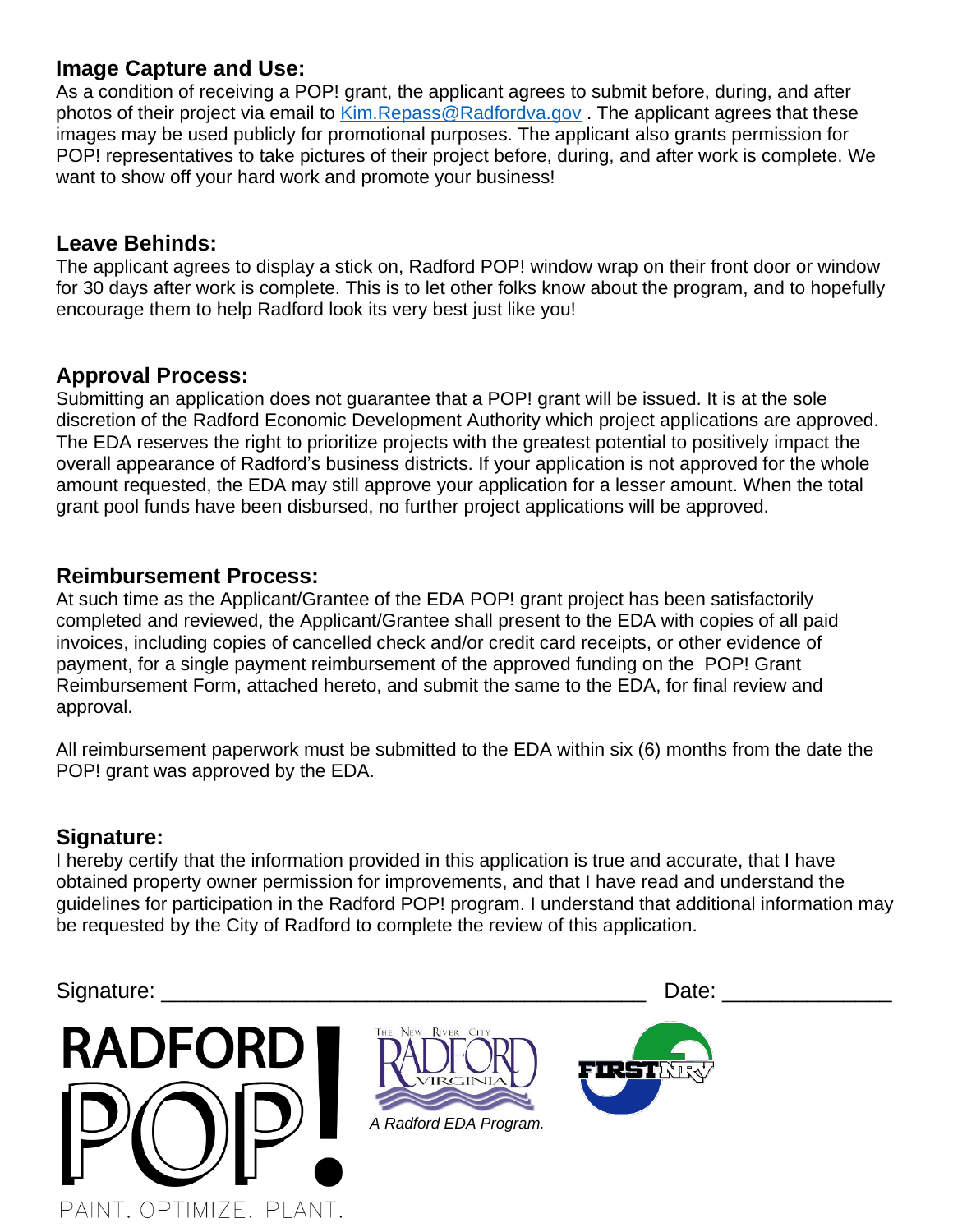## Image Capture and Use:

As a condition of receiving a POP! grant, the applicant agrees to submit before, during, and after photos of their project via email to Kim.Repass@Radfordva.gov . The applicant agrees that these images may be used publicly for promotional purposes. The applicant also grants permission for POP! representatives to take pictures of their project before, during, and after work is complete. We want to show off your hard work and promote your business!

## Leave Behinds:

The applicant agrees to display a stick on, Radford POP! window wrap on their front door or window for 30 days after work is complete. This is to let other folks know about the program, and to hopefully encourage them to help Radford look its very best just like you!

## Approval Process:

Submitting an application does not guarantee that a POP! grant will be issued. It is at the sole discretion of the Radford Economic Development Authority which project applications are approved. The EDA reserves the right to prioritize projects with the greatest potential to positively impact the overall appearance of Radford's business districts. If your application is not approved for the whole amount requested, the EDA may still approve your application for a lesser amount. When the total grant pool funds have been disbursed, no further project applications will be approved.

## Reimbursement Process:

At such time as the Applicant/Grantee of the EDA POP! grant project has been satisfactorily completed and reviewed, the Applicant/Grantee shall present to the EDA with copies of all paid invoices, including copies of cancelled check and/or credit card receipts, or other evidence of payment, for a single payment reimbursement of the approved funding on the POP! Grant Reimbursement Form, attached hereto, and submit the same to the EDA, for final review and approval.

All reimbursement paperwork must be submitted to the EDA within six (6) months from the date the POP! grant was approved by the EDA.

## Signature:

I hereby certify that the information provided in this application is true and accurate, that I have obtained property owner permission for improvements, and that I have read and understand the guidelines for participation in the Radford POP! program. I understand that additional information may be requested by the City of Radford to complete the review of this application.

Signature: ________________________________________ Date: ______________

RADFORD POP!

PAINT. OPTIMIZE. PLANT.

The New River City RADFORD VIRGINIA

*A Radford EDA Program.*

FIRST NRV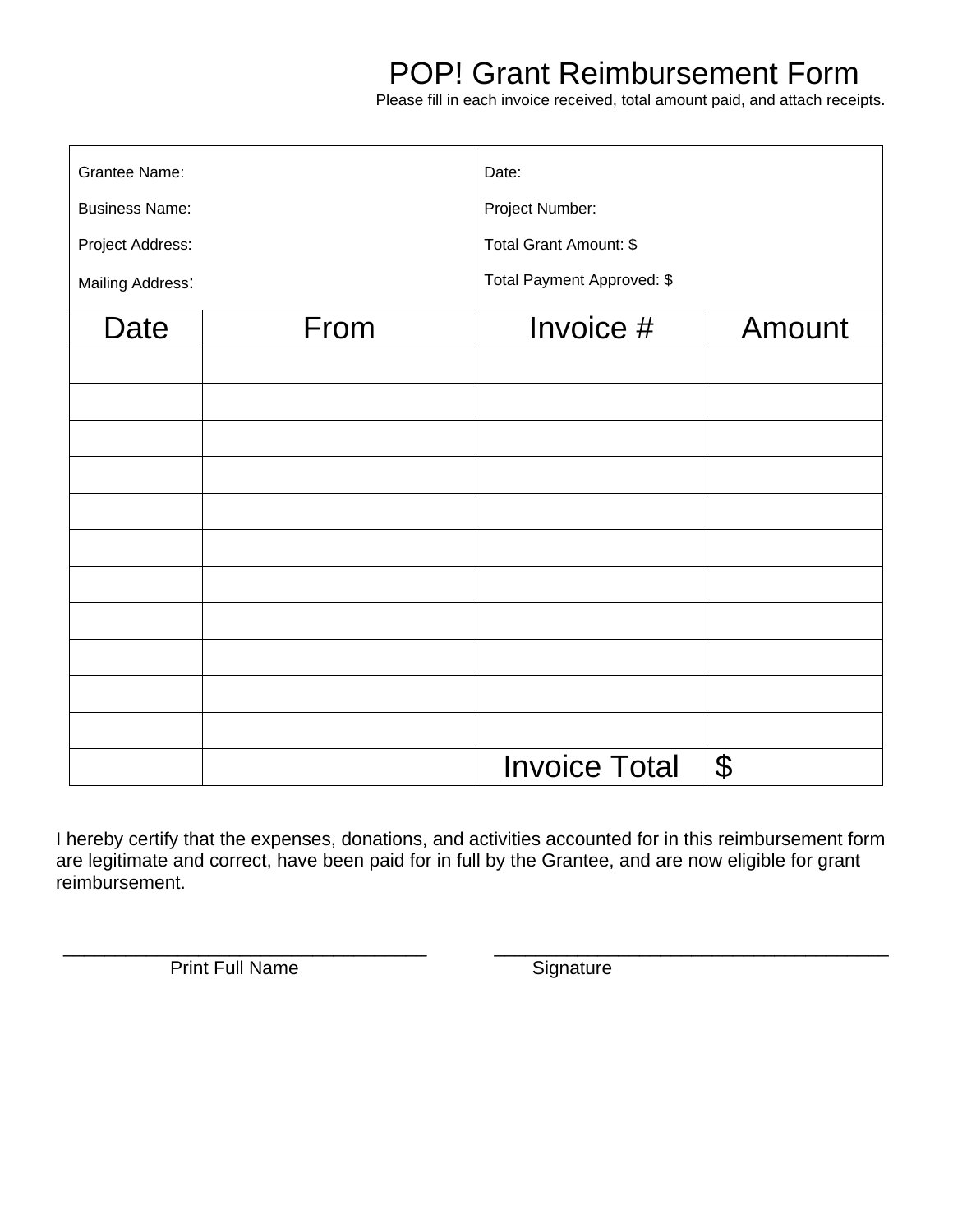# POP! Grant Reimbursement Form

Please fill in each invoice received, total amount paid, and attach receipts.

| | |
|---|---|
| Grantee Name:<br>Business Name:<br>Project Address:<br>Mailing Address: | Date:<br>Project Number:<br>Total Grant Amount: $<br>Total Payment Approved: $ |

| Date | From | Invoice # | Amount |
|---|---|---|---|
| | | | |
| | | | |
| | | | |
| | | | |
| | | | |
| | | | |
| | | | |
| | | | |
| | | | |
| | | | |
| | | | |
| | | Invoice Total | $ |

I hereby certify that the expenses, donations, and activities accounted for in this reimbursement form are legitimate and correct, have been paid for in full by the Grantee, and are now eligible for grant reimbursement.

____________________________________ Print Full Name

________________________________________ Signature